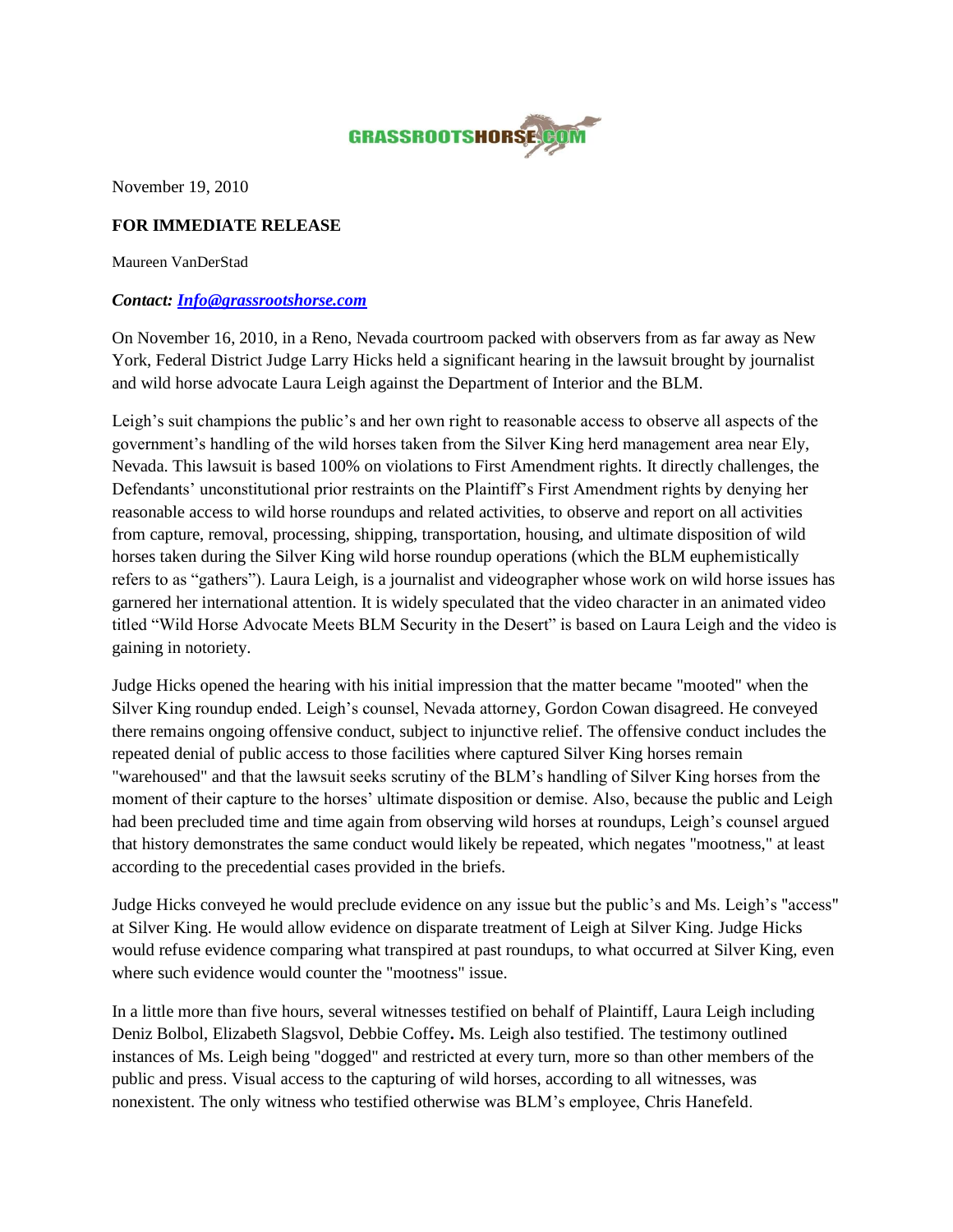GRASSROOTSHORSE.COM

November 19, 2010

**FOR IMMEDIATE RELEASE**

Maureen VanDerStad

***Contact: [Info@grassrootshorse.com](mailto:Info@grassrootshorse.com)***

On November 16, 2010, in a Reno, Nevada courtroom packed with observers from as far away as New York, Federal District Judge Larry Hicks held a significant hearing in the lawsuit brought by journalist and wild horse advocate Laura Leigh against the Department of Interior and the BLM.

Leigh's suit champions the public's and her own right to reasonable access to observe all aspects of the government's handling of the wild horses taken from the Silver King herd management area near Ely, Nevada. This lawsuit is based 100% on violations to First Amendment rights. It directly challenges, the Defendants' unconstitutional prior restraints on the Plaintiff's First Amendment rights by denying her reasonable access to wild horse roundups and related activities, to observe and report on all activities from capture, removal, processing, shipping, transportation, housing, and ultimate disposition of wild horses taken during the Silver King wild horse roundup operations (which the BLM euphemistically refers to as "gathers"). Laura Leigh, is a journalist and videographer whose work on wild horse issues has garnered her international attention. It is widely speculated that the video character in an animated video titled "Wild Horse Advocate Meets BLM Security in the Desert" is based on Laura Leigh and the video is gaining in notoriety.

Judge Hicks opened the hearing with his initial impression that the matter became "mooted" when the Silver King roundup ended. Leigh's counsel, Nevada attorney, Gordon Cowan disagreed. He conveyed there remains ongoing offensive conduct, subject to injunctive relief. The offensive conduct includes the repeated denial of public access to those facilities where captured Silver King horses remain "warehoused" and that the lawsuit seeks scrutiny of the BLM's handling of Silver King horses from the moment of their capture to the horses' ultimate disposition or demise. Also, because the public and Leigh had been precluded time and time again from observing wild horses at roundups, Leigh's counsel argued that history demonstrates the same conduct would likely be repeated, which negates "mootness," at least according to the precedential cases provided in the briefs.

Judge Hicks conveyed he would preclude evidence on any issue but the public's and Ms. Leigh's "access" at Silver King. He would allow evidence on disparate treatment of Leigh at Silver King. Judge Hicks would refuse evidence comparing what transpired at past roundups, to what occurred at Silver King, even where such evidence would counter the "mootness" issue.

In a little more than five hours, several witnesses testified on behalf of Plaintiff, Laura Leigh including Deniz Bolbol, Elizabeth Slagsvol, Debbie Coffey**.** Ms. Leigh also testified. The testimony outlined instances of Ms. Leigh being "dogged" and restricted at every turn, more so than other members of the public and press. Visual access to the capturing of wild horses, according to all witnesses, was nonexistent. The only witness who testified otherwise was BLM's employee, Chris Hanefeld.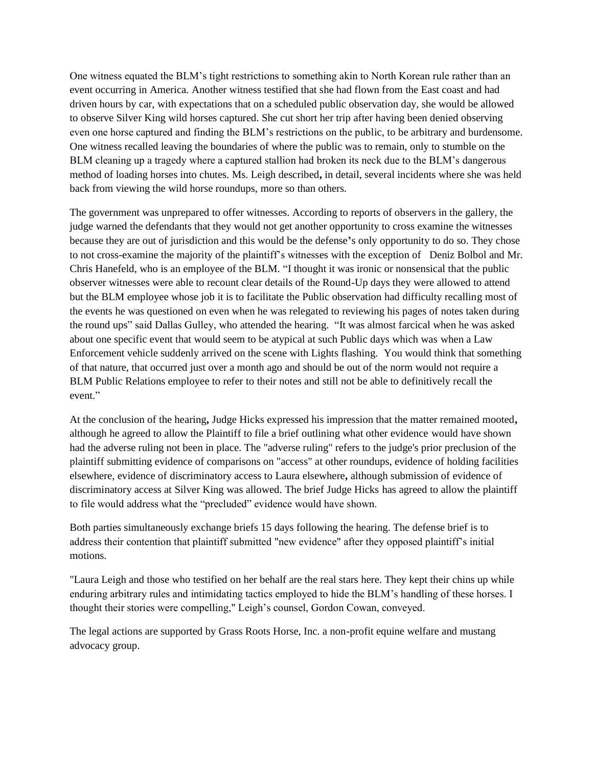One witness equated the BLM's tight restrictions to something akin to North Korean rule rather than an event occurring in America. Another witness testified that she had flown from the East coast and had driven hours by car, with expectations that on a scheduled public observation day, she would be allowed to observe Silver King wild horses captured. She cut short her trip after having been denied observing even one horse captured and finding the BLM's restrictions on the public, to be arbitrary and burdensome. One witness recalled leaving the boundaries of where the public was to remain, only to stumble on the BLM cleaning up a tragedy where a captured stallion had broken its neck due to the BLM's dangerous method of loading horses into chutes. Ms. Leigh described**,** in detail, several incidents where she was held back from viewing the wild horse roundups, more so than others.

The government was unprepared to offer witnesses. According to reports of observers in the gallery, the judge warned the defendants that they would not get another opportunity to cross examine the witnesses because they are out of jurisdiction and this would be the defense**'**s only opportunity to do so. They chose to not cross-examine the majority of the plaintiff's witnesses with the exception of Deniz Bolbol and Mr. Chris Hanefeld, who is an employee of the BLM. "I thought it was ironic or nonsensical that the public observer witnesses were able to recount clear details of the Round-Up days they were allowed to attend but the BLM employee whose job it is to facilitate the Public observation had difficulty recalling most of the events he was questioned on even when he was relegated to reviewing his pages of notes taken during the round ups" said Dallas Gulley, who attended the hearing. "It was almost farcical when he was asked about one specific event that would seem to be atypical at such Public days which was when a Law Enforcement vehicle suddenly arrived on the scene with Lights flashing. You would think that something of that nature, that occurred just over a month ago and should be out of the norm would not require a BLM Public Relations employee to refer to their notes and still not be able to definitively recall the event."

At the conclusion of the hearing**,** Judge Hicks expressed his impression that the matter remained mooted**,** although he agreed to allow the Plaintiff to file a brief outlining what other evidence would have shown had the adverse ruling not been in place. The "adverse ruling" refers to the judge's prior preclusion of the plaintiff submitting evidence of comparisons on "access" at other roundups, evidence of holding facilities elsewhere, evidence of discriminatory access to Laura elsewhere**,** although submission of evidence of discriminatory access at Silver King was allowed. The brief Judge Hicks has agreed to allow the plaintiff to file would address what the "precluded" evidence would have shown.

Both parties simultaneously exchange briefs 15 days following the hearing. The defense brief is to address their contention that plaintiff submitted "new evidence" after they opposed plaintiff's initial motions.

"Laura Leigh and those who testified on her behalf are the real stars here. They kept their chins up while enduring arbitrary rules and intimidating tactics employed to hide the BLM's handling of these horses. I thought their stories were compelling," Leigh's counsel, Gordon Cowan, conveyed.

The legal actions are supported by Grass Roots Horse, Inc. a non-profit equine welfare and mustang advocacy group.